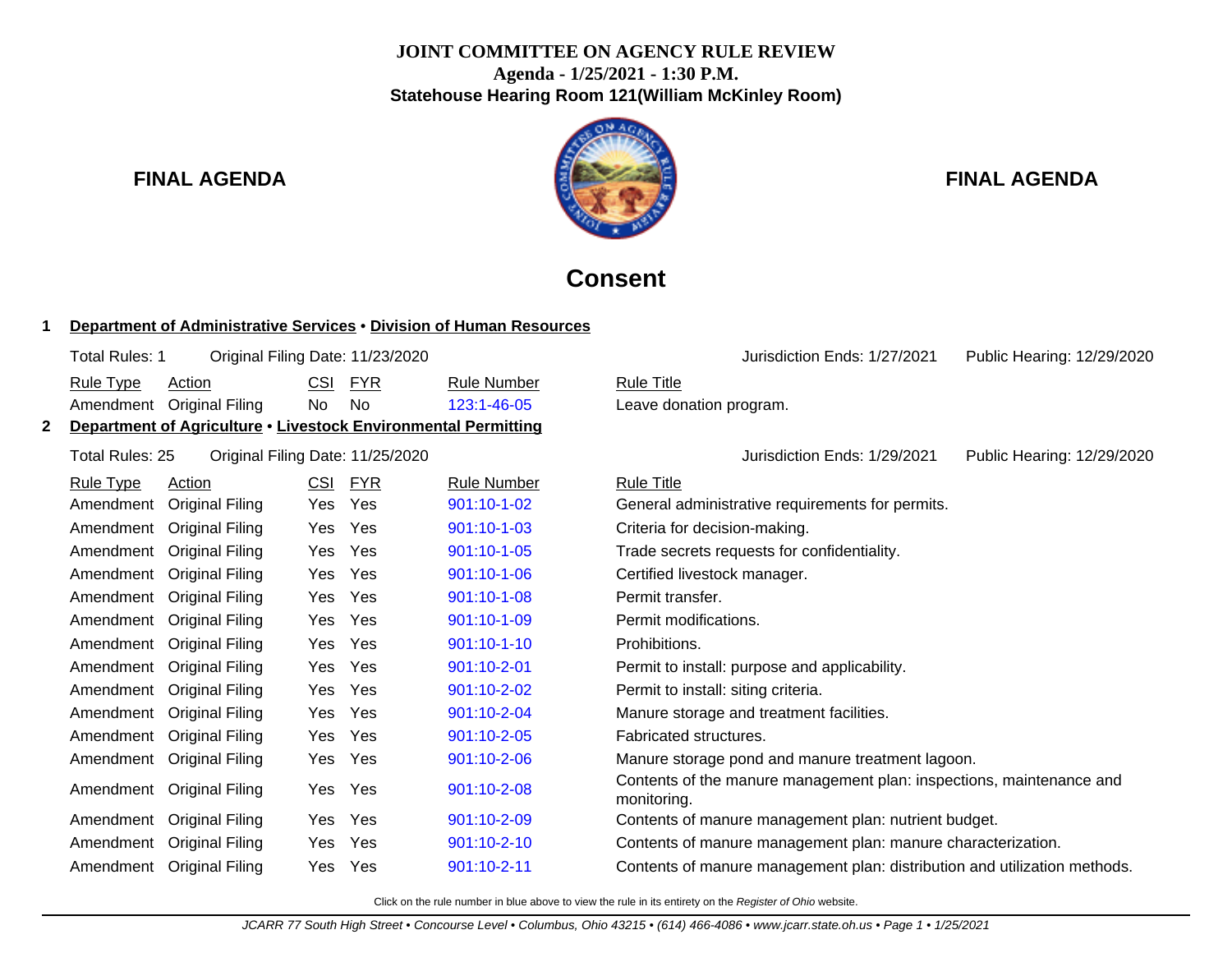**JOINT COMMITTEE ON AGENCY RULE REVIEW**
**Agenda - 1/25/2021 - 1:30 P.M.**
**Statehouse Hearing Room 121(William McKinley Room)**

**FINAL AGENDA** **FINAL AGENDA**

# Consent

## 1 Department of Administrative Services • Division of Human Resources

Total Rules: 1 | Original Filing Date: 11/23/2020 | Jurisdiction Ends: 1/27/2021 | Public Hearing: 12/29/2020

| Rule Type | Action | CSI | FYR | Rule Number | Rule Title |
|---|---|---|---|---|---|
| Amendment | Original Filing | No | No | 123:1-46-05 | Leave donation program. |

## 2 Department of Agriculture • Livestock Environmental Permitting

Total Rules: 25 | Original Filing Date: 11/25/2020 | Jurisdiction Ends: 1/29/2021 | Public Hearing: 12/29/2020

| Rule Type | Action | CSI | FYR | Rule Number | Rule Title |
|---|---|---|---|---|---|
| Amendment | Original Filing | Yes | Yes | 901:10-1-02 | General administrative requirements for permits. |
| Amendment | Original Filing | Yes | Yes | 901:10-1-03 | Criteria for decision-making. |
| Amendment | Original Filing | Yes | Yes | 901:10-1-05 | Trade secrets requests for confidentiality. |
| Amendment | Original Filing | Yes | Yes | 901:10-1-06 | Certified livestock manager. |
| Amendment | Original Filing | Yes | Yes | 901:10-1-08 | Permit transfer. |
| Amendment | Original Filing | Yes | Yes | 901:10-1-09 | Permit modifications. |
| Amendment | Original Filing | Yes | Yes | 901:10-1-10 | Prohibitions. |
| Amendment | Original Filing | Yes | Yes | 901:10-2-01 | Permit to install: purpose and applicability. |
| Amendment | Original Filing | Yes | Yes | 901:10-2-02 | Permit to install: siting criteria. |
| Amendment | Original Filing | Yes | Yes | 901:10-2-04 | Manure storage and treatment facilities. |
| Amendment | Original Filing | Yes | Yes | 901:10-2-05 | Fabricated structures. |
| Amendment | Original Filing | Yes | Yes | 901:10-2-06 | Manure storage pond and manure treatment lagoon. |
| Amendment | Original Filing | Yes | Yes | 901:10-2-08 | Contents of the manure management plan: inspections, maintenance and monitoring. |
| Amendment | Original Filing | Yes | Yes | 901:10-2-09 | Contents of manure management plan: nutrient budget. |
| Amendment | Original Filing | Yes | Yes | 901:10-2-10 | Contents of manure management plan: manure characterization. |
| Amendment | Original Filing | Yes | Yes | 901:10-2-11 | Contents of manure management plan: distribution and utilization methods. |

Click on the rule number in blue above to view the rule in its entirety on the *Register of Ohio* website.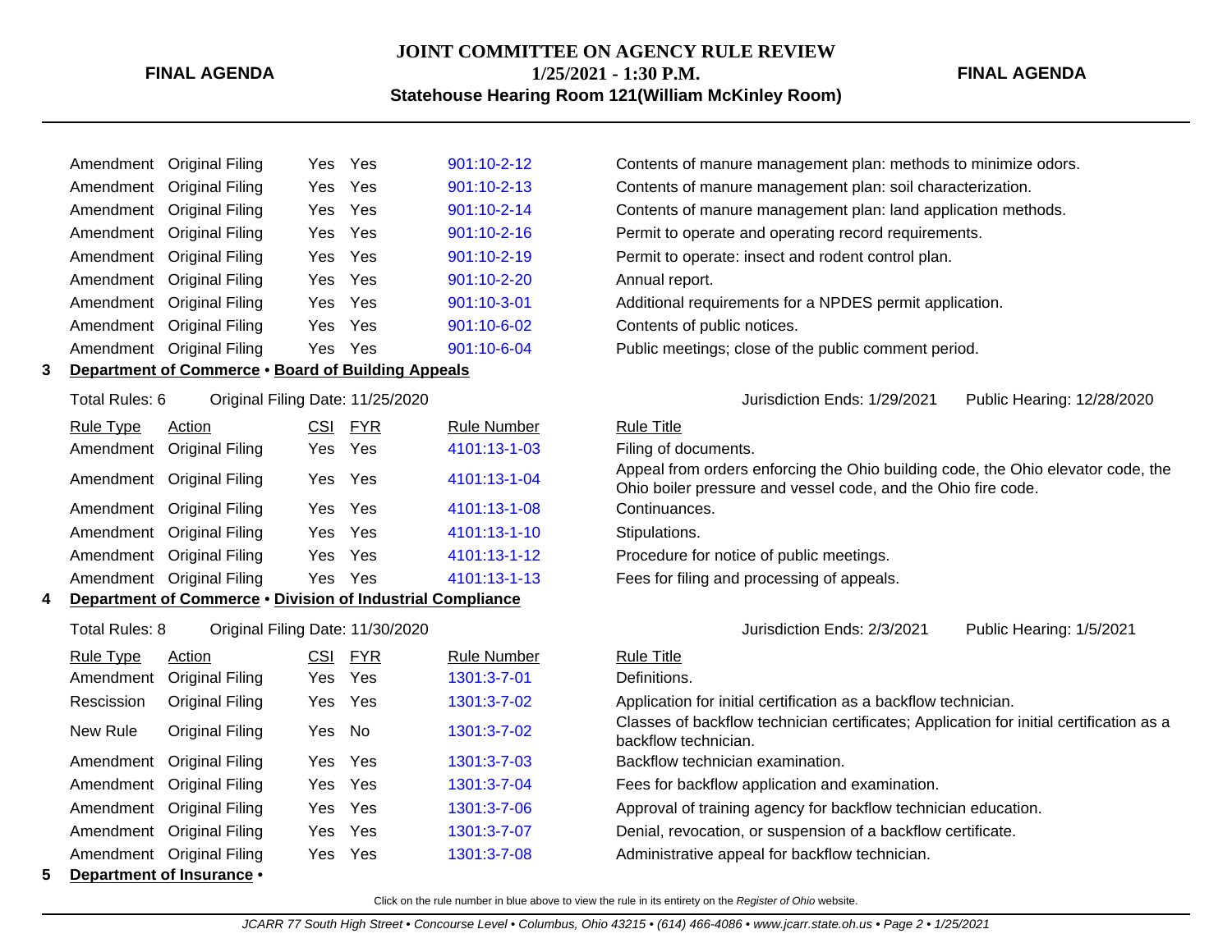| Rule Type | Action | CSI | FYR | Rule Number | Rule Title |
|---|---|---|---|---|---|
| Amendment | Original Filing | Yes | Yes | 901:10-2-12 | Contents of manure management plan: methods to minimize odors. |
| Amendment | Original Filing | Yes | Yes | 901:10-2-13 | Contents of manure management plan: soil characterization. |
| Amendment | Original Filing | Yes | Yes | 901:10-2-14 | Contents of manure management plan: land application methods. |
| Amendment | Original Filing | Yes | Yes | 901:10-2-16 | Permit to operate and operating record requirements. |
| Amendment | Original Filing | Yes | Yes | 901:10-2-19 | Permit to operate: insect and rodent control plan. |
| Amendment | Original Filing | Yes | Yes | 901:10-2-20 | Annual report. |
| Amendment | Original Filing | Yes | Yes | 901:10-3-01 | Additional requirements for a NPDES permit application. |
| Amendment | Original Filing | Yes | Yes | 901:10-6-02 | Contents of public notices. |
| Amendment | Original Filing | Yes | Yes | 901:10-6-04 | Public meetings; close of the public comment period. |

**3 Department of Commerce • Board of Building Appeals**

Total Rules: 6 | Original Filing Date: 11/25/2020 | Jurisdiction Ends: 1/29/2021 | Public Hearing: 12/28/2020

| Rule Type | Action | CSI | FYR | Rule Number | Rule Title |
|---|---|---|---|---|---|
| Amendment | Original Filing | Yes | Yes | 4101:13-1-03 | Filing of documents. |
| Amendment | Original Filing | Yes | Yes | 4101:13-1-04 | Appeal from orders enforcing the Ohio building code, the Ohio elevator code, the Ohio boiler pressure and vessel code, and the Ohio fire code. |
| Amendment | Original Filing | Yes | Yes | 4101:13-1-08 | Continuances. |
| Amendment | Original Filing | Yes | Yes | 4101:13-1-10 | Stipulations. |
| Amendment | Original Filing | Yes | Yes | 4101:13-1-12 | Procedure for notice of public meetings. |
| Amendment | Original Filing | Yes | Yes | 4101:13-1-13 | Fees for filing and processing of appeals. |

**4 Department of Commerce • Division of Industrial Compliance**

Total Rules: 8 | Original Filing Date: 11/30/2020 | Jurisdiction Ends: 2/3/2021 | Public Hearing: 1/5/2021

| Rule Type | Action | CSI | FYR | Rule Number | Rule Title |
|---|---|---|---|---|---|
| Amendment | Original Filing | Yes | Yes | 1301:3-7-01 | Definitions. |
| Rescission | Original Filing | Yes | Yes | 1301:3-7-02 | Application for initial certification as a backflow technician. |
| New Rule | Original Filing | Yes | No | 1301:3-7-02 | Classes of backflow technician certificates; Application for initial certification as a backflow technician. |
| Amendment | Original Filing | Yes | Yes | 1301:3-7-03 | Backflow technician examination. |
| Amendment | Original Filing | Yes | Yes | 1301:3-7-04 | Fees for backflow application and examination. |
| Amendment | Original Filing | Yes | Yes | 1301:3-7-06 | Approval of training agency for backflow technician education. |
| Amendment | Original Filing | Yes | Yes | 1301:3-7-07 | Denial, revocation, or suspension of a backflow certificate. |
| Amendment | Original Filing | Yes | Yes | 1301:3-7-08 | Administrative appeal for backflow technician. |

**5 Department of Insurance •**

Click on the rule number in blue above to view the rule in its entirety on the *Register of Ohio* website.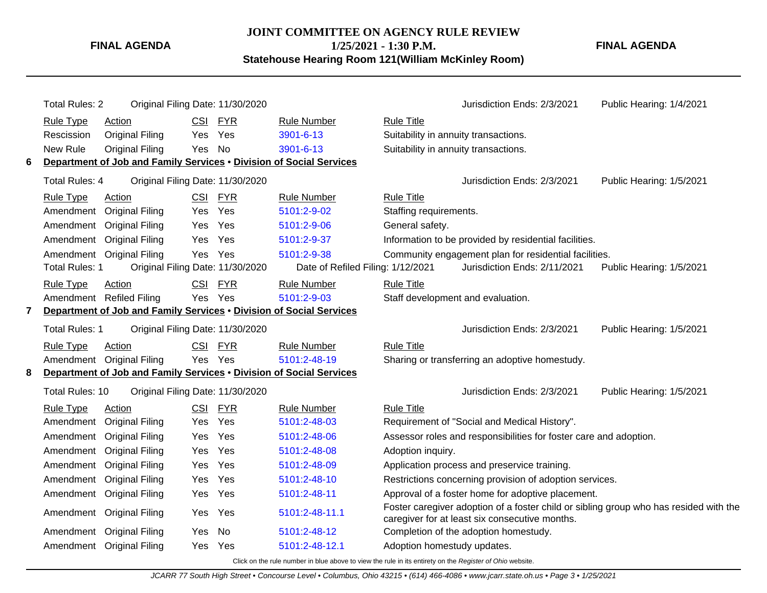Total Rules: 2 Original Filing Date: 11/30/2020 Jurisdiction Ends: 2/3/2021 Public Hearing: 1/4/2021

| Rule Type | Action | CSI | FYR | Rule Number | Rule Title |
|---|---|---|---|---|---|
| Rescission | Original Filing | Yes | Yes | 3901-6-13 | Suitability in annuity transactions. |
| New Rule | Original Filing | Yes | No | 3901-6-13 | Suitability in annuity transactions. |

## 6 Department of Job and Family Services • Division of Social Services

Total Rules: 4 Original Filing Date: 11/30/2020 Jurisdiction Ends: 2/3/2021 Public Hearing: 1/5/2021

| Rule Type | Action | CSI | FYR | Rule Number | Rule Title |
|---|---|---|---|---|---|
| Amendment | Original Filing | Yes | Yes | 5101:2-9-02 | Staffing requirements. |
| Amendment | Original Filing | Yes | Yes | 5101:2-9-06 | General safety. |
| Amendment | Original Filing | Yes | Yes | 5101:2-9-37 | Information to be provided by residential facilities. |
| Amendment | Original Filing | Yes | Yes | 5101:2-9-38 | Community engagement plan for residential facilities. |

Total Rules: 1 Original Filing Date: 11/30/2020 Date of Refiled Filing: 1/12/2021 Jurisdiction Ends: 2/11/2021 Public Hearing: 1/5/2021

| Rule Type | Action | CSI | FYR | Rule Number | Rule Title |
|---|---|---|---|---|---|
| Amendment | Refiled Filing | Yes | Yes | 5101:2-9-03 | Staff development and evaluation. |

## 7 Department of Job and Family Services • Division of Social Services

Total Rules: 1 Original Filing Date: 11/30/2020 Jurisdiction Ends: 2/3/2021 Public Hearing: 1/5/2021

| Rule Type | Action | CSI | FYR | Rule Number | Rule Title |
|---|---|---|---|---|---|
| Amendment | Original Filing | Yes | Yes | 5101:2-48-19 | Sharing or transferring an adoptive homestudy. |

## 8 Department of Job and Family Services • Division of Social Services

Total Rules: 10 Original Filing Date: 11/30/2020 Jurisdiction Ends: 2/3/2021 Public Hearing: 1/5/2021

| Rule Type | Action | CSI | FYR | Rule Number | Rule Title |
|---|---|---|---|---|---|
| Amendment | Original Filing | Yes | Yes | 5101:2-48-03 | Requirement of "Social and Medical History". |
| Amendment | Original Filing | Yes | Yes | 5101:2-48-06 | Assessor roles and responsibilities for foster care and adoption. |
| Amendment | Original Filing | Yes | Yes | 5101:2-48-08 | Adoption inquiry. |
| Amendment | Original Filing | Yes | Yes | 5101:2-48-09 | Application process and preservice training. |
| Amendment | Original Filing | Yes | Yes | 5101:2-48-10 | Restrictions concerning provision of adoption services. |
| Amendment | Original Filing | Yes | Yes | 5101:2-48-11 | Approval of a foster home for adoptive placement. |
| Amendment | Original Filing | Yes | Yes | 5101:2-48-11.1 | Foster caregiver adoption of a foster child or sibling group who has resided with the caregiver for at least six consecutive months. |
| Amendment | Original Filing | Yes | No | 5101:2-48-12 | Completion of the adoption homestudy. |
| Amendment | Original Filing | Yes | Yes | 5101:2-48-12.1 | Adoption homestudy updates. |

Click on the rule number in blue above to view the rule in its entirety on the *Register of Ohio* website.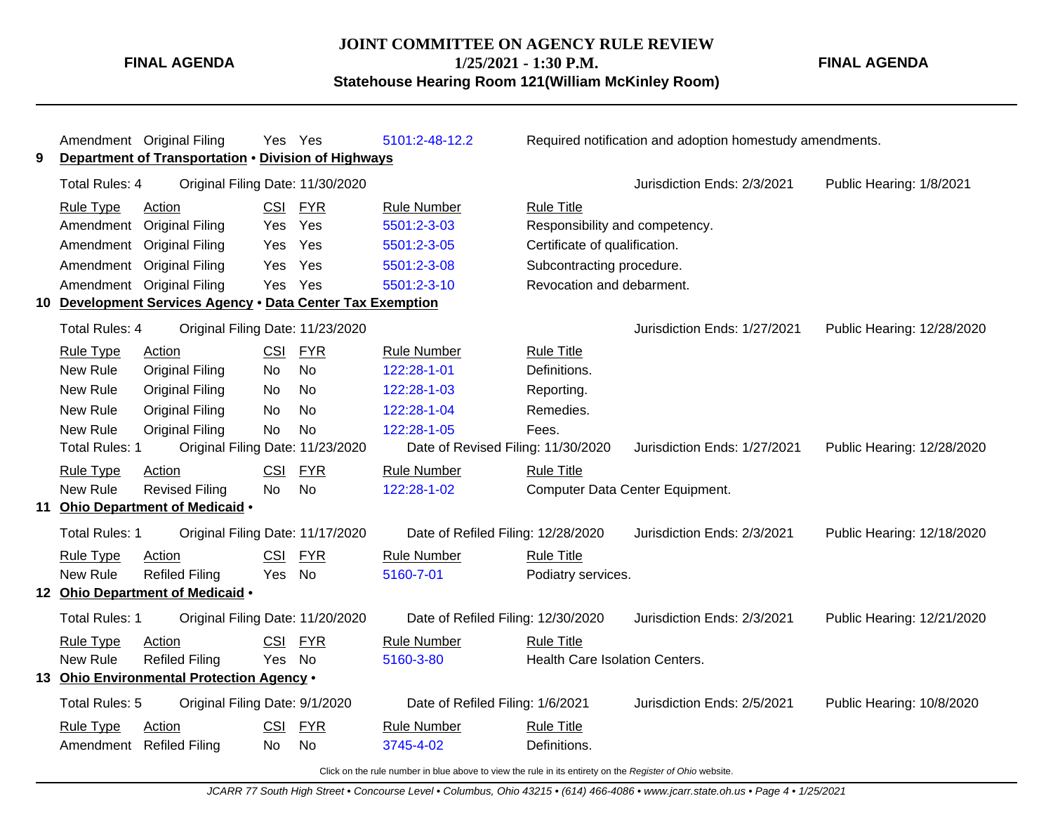| Amendment | Original Filing | Yes | Yes | 5101:2-48-12.2 | Required notification and adoption homestudy amendments. |
|---|---|---|---|---|---|

**9 Department of Transportation • Division of Highways**

Total Rules: 4 — Original Filing Date: 11/30/2020 — Jurisdiction Ends: 2/3/2021 — Public Hearing: 1/8/2021

| Rule Type | Action | CSI | FYR | Rule Number | Rule Title |
|---|---|---|---|---|---|
| Amendment | Original Filing | Yes | Yes | 5501:2-3-03 | Responsibility and competency. |
| Amendment | Original Filing | Yes | Yes | 5501:2-3-05 | Certificate of qualification. |
| Amendment | Original Filing | Yes | Yes | 5501:2-3-08 | Subcontracting procedure. |
| Amendment | Original Filing | Yes | Yes | 5501:2-3-10 | Revocation and debarment. |

**10 Development Services Agency • Data Center Tax Exemption**

Total Rules: 4 — Original Filing Date: 11/23/2020 — Jurisdiction Ends: 1/27/2021 — Public Hearing: 12/28/2020

| Rule Type | Action | CSI | FYR | Rule Number | Rule Title |
|---|---|---|---|---|---|
| New Rule | Original Filing | No | No | 122:28-1-01 | Definitions. |
| New Rule | Original Filing | No | No | 122:28-1-03 | Reporting. |
| New Rule | Original Filing | No | No | 122:28-1-04 | Remedies. |
| New Rule | Original Filing | No | No | 122:28-1-05 | Fees. |

Total Rules: 1 — Original Filing Date: 11/23/2020 — Date of Revised Filing: 11/30/2020 — Jurisdiction Ends: 1/27/2021 — Public Hearing: 12/28/2020

| Rule Type | Action | CSI | FYR | Rule Number | Rule Title |
|---|---|---|---|---|---|
| New Rule | Revised Filing | No | No | 122:28-1-02 | Computer Data Center Equipment. |

**11 Ohio Department of Medicaid •**

Total Rules: 1 — Original Filing Date: 11/17/2020 — Date of Refiled Filing: 12/28/2020 — Jurisdiction Ends: 2/3/2021 — Public Hearing: 12/18/2020

| Rule Type | Action | CSI | FYR | Rule Number | Rule Title |
|---|---|---|---|---|---|
| New Rule | Refiled Filing | Yes | No | 5160-7-01 | Podiatry services. |

**12 Ohio Department of Medicaid •**

Total Rules: 1 — Original Filing Date: 11/20/2020 — Date of Refiled Filing: 12/30/2020 — Jurisdiction Ends: 2/3/2021 — Public Hearing: 12/21/2020

| Rule Type | Action | CSI | FYR | Rule Number | Rule Title |
|---|---|---|---|---|---|
| New Rule | Refiled Filing | Yes | No | 5160-3-80 | Health Care Isolation Centers. |

**13 Ohio Environmental Protection Agency •**

Total Rules: 5 — Original Filing Date: 9/1/2020 — Date of Refiled Filing: 1/6/2021 — Jurisdiction Ends: 2/5/2021 — Public Hearing: 10/8/2020

| Rule Type | Action | CSI | FYR | Rule Number | Rule Title |
|---|---|---|---|---|---|
| Amendment | Refiled Filing | No | No | 3745-4-02 | Definitions. |

Click on the rule number in blue above to view the rule in its entirety on the *Register of Ohio* website.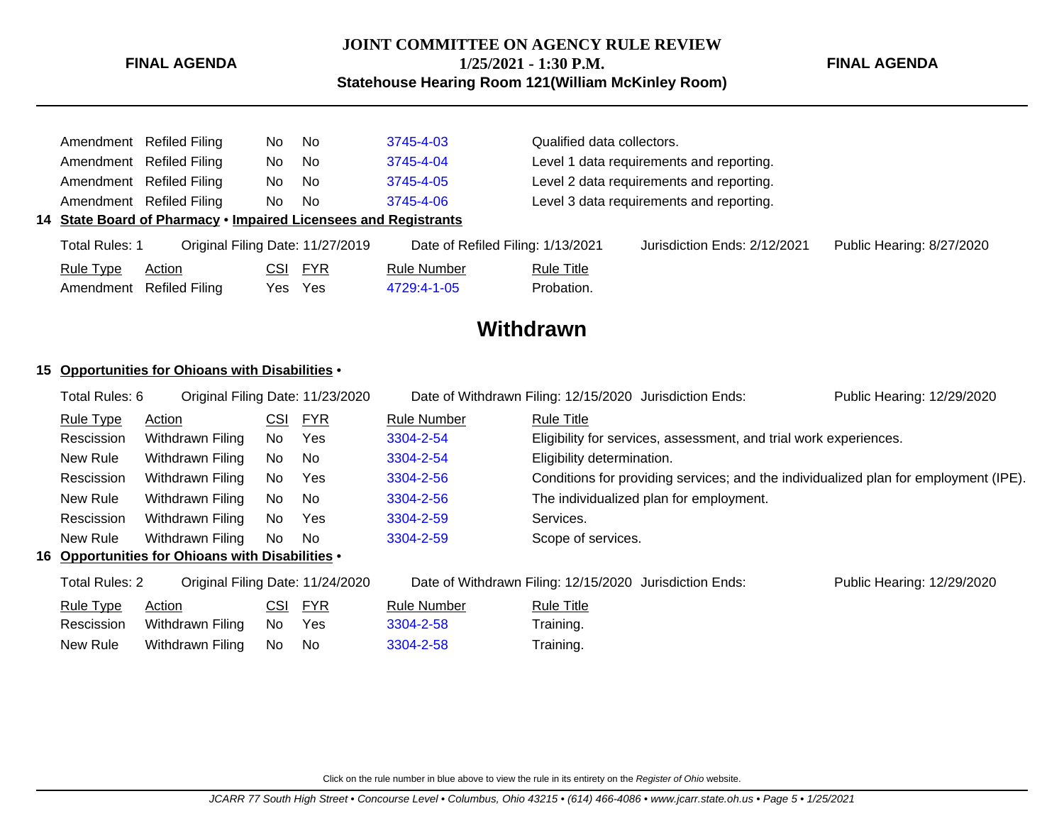| Rule Type | Action | CSI | FYR | Rule Number | Rule Title |
|---|---|---|---|---|---|
| Amendment | Refiled Filing | No | No | 3745-4-03 | Qualified data collectors. |
| Amendment | Refiled Filing | No | No | 3745-4-04 | Level 1 data requirements and reporting. |
| Amendment | Refiled Filing | No | No | 3745-4-05 | Level 2 data requirements and reporting. |
| Amendment | Refiled Filing | No | No | 3745-4-06 | Level 3 data requirements and reporting. |

**14 State Board of Pharmacy • Impaired Licensees and Registrants**

Total Rules: 1 | Original Filing Date: 11/27/2019 | Date of Refiled Filing: 1/13/2021 | Jurisdiction Ends: 2/12/2021 | Public Hearing: 8/27/2020

| Rule Type | Action | CSI | FYR | Rule Number | Rule Title |
|---|---|---|---|---|---|
| Amendment | Refiled Filing | Yes | Yes | 4729:4-1-05 | Probation. |

## Withdrawn

**15 Opportunities for Ohioans with Disabilities •**

Total Rules: 6 | Original Filing Date: 11/23/2020 | Date of Withdrawn Filing: 12/15/2020 | Jurisdiction Ends: | Public Hearing: 12/29/2020

| Rule Type | Action | CSI | FYR | Rule Number | Rule Title |
|---|---|---|---|---|---|
| Rescission | Withdrawn Filing | No | Yes | 3304-2-54 | Eligibility for services, assessment, and trial work experiences. |
| New Rule | Withdrawn Filing | No | No | 3304-2-54 | Eligibility determination. |
| Rescission | Withdrawn Filing | No | Yes | 3304-2-56 | Conditions for providing services; and the individualized plan for employment (IPE). |
| New Rule | Withdrawn Filing | No | No | 3304-2-56 | The individualized plan for employment. |
| Rescission | Withdrawn Filing | No | Yes | 3304-2-59 | Services. |
| New Rule | Withdrawn Filing | No | No | 3304-2-59 | Scope of services. |

**16 Opportunities for Ohioans with Disabilities •**

Total Rules: 2 | Original Filing Date: 11/24/2020 | Date of Withdrawn Filing: 12/15/2020 | Jurisdiction Ends: | Public Hearing: 12/29/2020

| Rule Type | Action | CSI | FYR | Rule Number | Rule Title |
|---|---|---|---|---|---|
| Rescission | Withdrawn Filing | No | Yes | 3304-2-58 | Training. |
| New Rule | Withdrawn Filing | No | No | 3304-2-58 | Training. |

Click on the rule number in blue above to view the rule in its entirety on the *Register of Ohio* website.